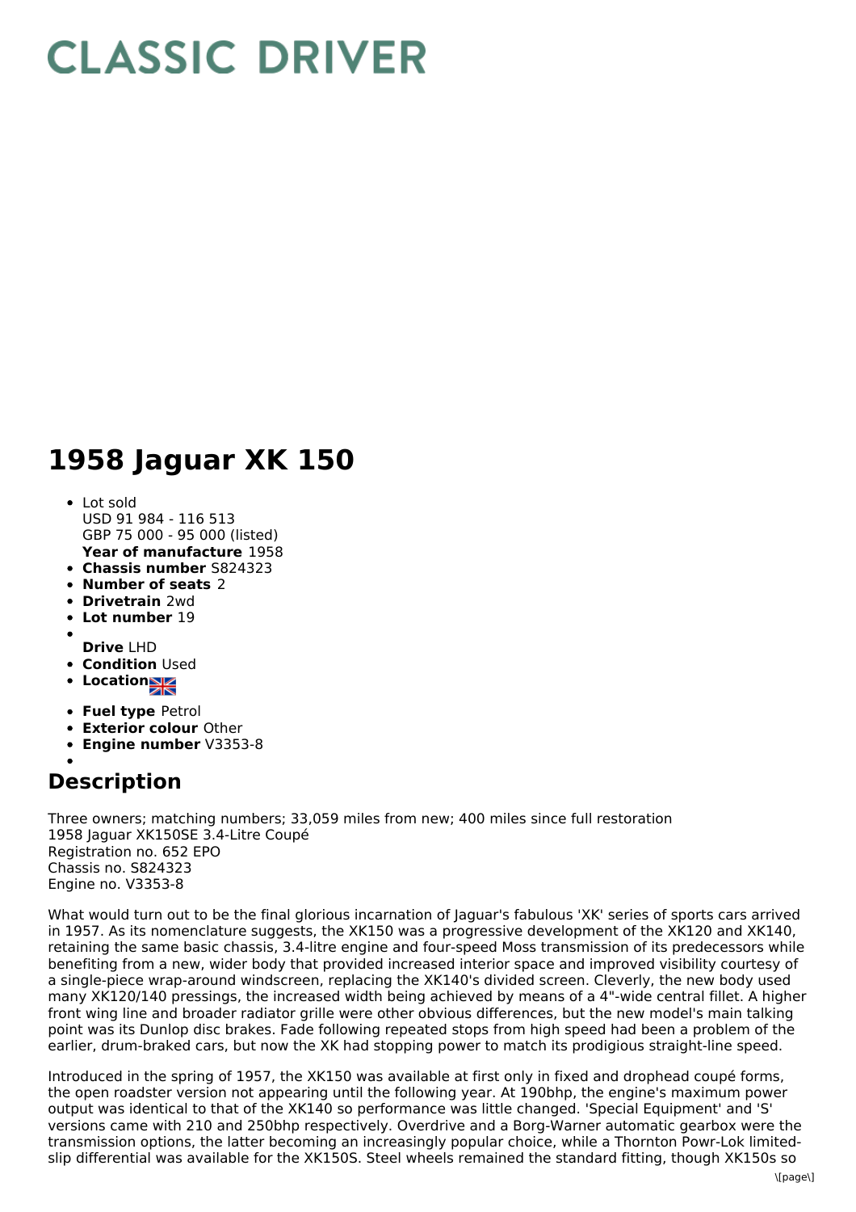# CLASSIC DRIVER

# 1958 Jaguar XK 150

- Lot sold
  USD 91 984 - 116 513
  GBP 75 000 - 95 000 (listed)
  **Year of manufacture** 1958
- **Chassis number** S824323
- **Number of seats** 2
- **Drivetrain** 2wd
- **Lot number** 19
- **Drive** LHD
- **Condition** Used
- **Location**
- **Fuel type** Petrol
- **Exterior colour** Other
- **Engine number** V3353-8

## Description

Three owners; matching numbers; 33,059 miles from new; 400 miles since full restoration
1958 Jaguar XK150SE 3.4-Litre Coupé
Registration no. 652 EPO
Chassis no. S824323
Engine no. V3353-8

What would turn out to be the final glorious incarnation of Jaguar's fabulous 'XK' series of sports cars arrived in 1957. As its nomenclature suggests, the XK150 was a progressive development of the XK120 and XK140, retaining the same basic chassis, 3.4-litre engine and four-speed Moss transmission of its predecessors while benefiting from a new, wider body that provided increased interior space and improved visibility courtesy of a single-piece wrap-around windscreen, replacing the XK140's divided screen. Cleverly, the new body used many XK120/140 pressings, the increased width being achieved by means of a 4"-wide central fillet. A higher front wing line and broader radiator grille were other obvious differences, but the new model's main talking point was its Dunlop disc brakes. Fade following repeated stops from high speed had been a problem of the earlier, drum-braked cars, but now the XK had stopping power to match its prodigious straight-line speed.

Introduced in the spring of 1957, the XK150 was available at first only in fixed and drophead coupé forms, the open roadster version not appearing until the following year. At 190bhp, the engine's maximum power output was identical to that of the XK140 so performance was little changed. 'Special Equipment' and 'S' versions came with 210 and 250bhp respectively. Overdrive and a Borg-Warner automatic gearbox were the transmission options, the latter becoming an increasingly popular choice, while a Thornton Powr-Lok limited-slip differential was available for the XK150S. Steel wheels remained the standard fitting, though XK150s so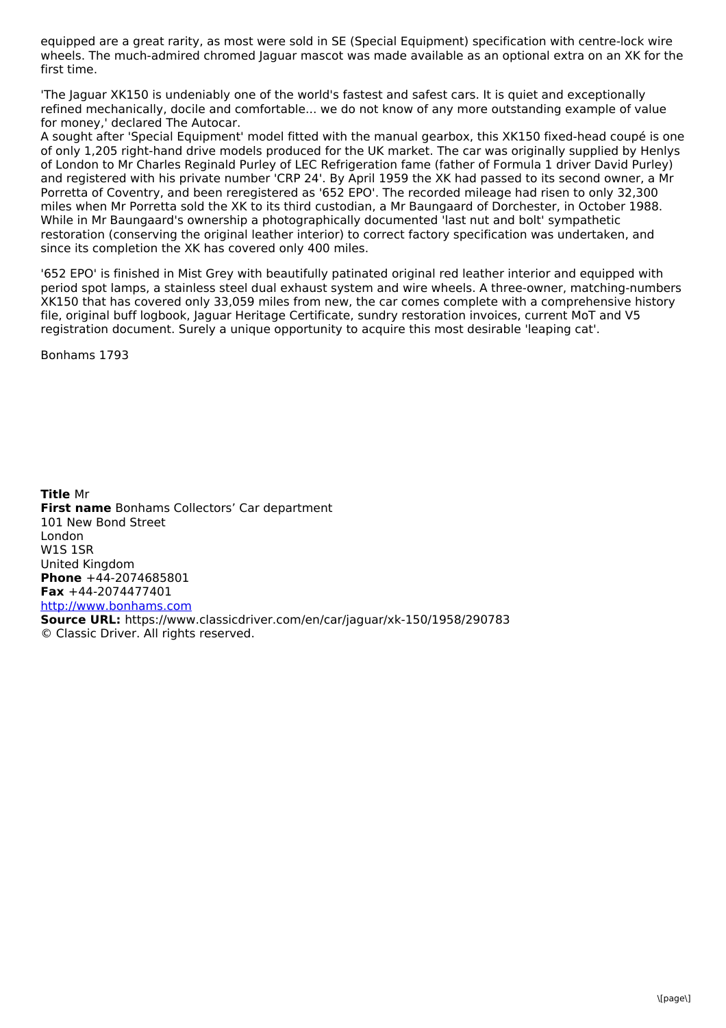equipped are a great rarity, as most were sold in SE (Special Equipment) specification with centre-lock wire wheels. The much-admired chromed Jaguar mascot was made available as an optional extra on an XK for the first time.

'The Jaguar XK150 is undeniably one of the world's fastest and safest cars. It is quiet and exceptionally refined mechanically, docile and comfortable... we do not know of any more outstanding example of value for money,' declared The Autocar.
A sought after 'Special Equipment' model fitted with the manual gearbox, this XK150 fixed-head coupé is one of only 1,205 right-hand drive models produced for the UK market. The car was originally supplied by Henlys of London to Mr Charles Reginald Purley of LEC Refrigeration fame (father of Formula 1 driver David Purley) and registered with his private number 'CRP 24'. By April 1959 the XK had passed to its second owner, a Mr Porretta of Coventry, and been reregistered as '652 EPO'. The recorded mileage had risen to only 32,300 miles when Mr Porretta sold the XK to its third custodian, a Mr Baungaard of Dorchester, in October 1988. While in Mr Baungaard's ownership a photographically documented 'last nut and bolt' sympathetic restoration (conserving the original leather interior) to correct factory specification was undertaken, and since its completion the XK has covered only 400 miles.

'652 EPO' is finished in Mist Grey with beautifully patinated original red leather interior and equipped with period spot lamps, a stainless steel dual exhaust system and wire wheels. A three-owner, matching-numbers XK150 that has covered only 33,059 miles from new, the car comes complete with a comprehensive history file, original buff logbook, Jaguar Heritage Certificate, sundry restoration invoices, current MoT and V5 registration document. Surely a unique opportunity to acquire this most desirable 'leaping cat'.

Bonhams 1793

**Title** Mr
**First name** Bonhams Collectors' Car department
101 New Bond Street
London
W1S 1SR
United Kingdom
**Phone** +44-2074685801
**Fax** +44-2074477401
http://www.bonhams.com
**Source URL:** https://www.classicdriver.com/en/car/jaguar/xk-150/1958/290783
© Classic Driver. All rights reserved.